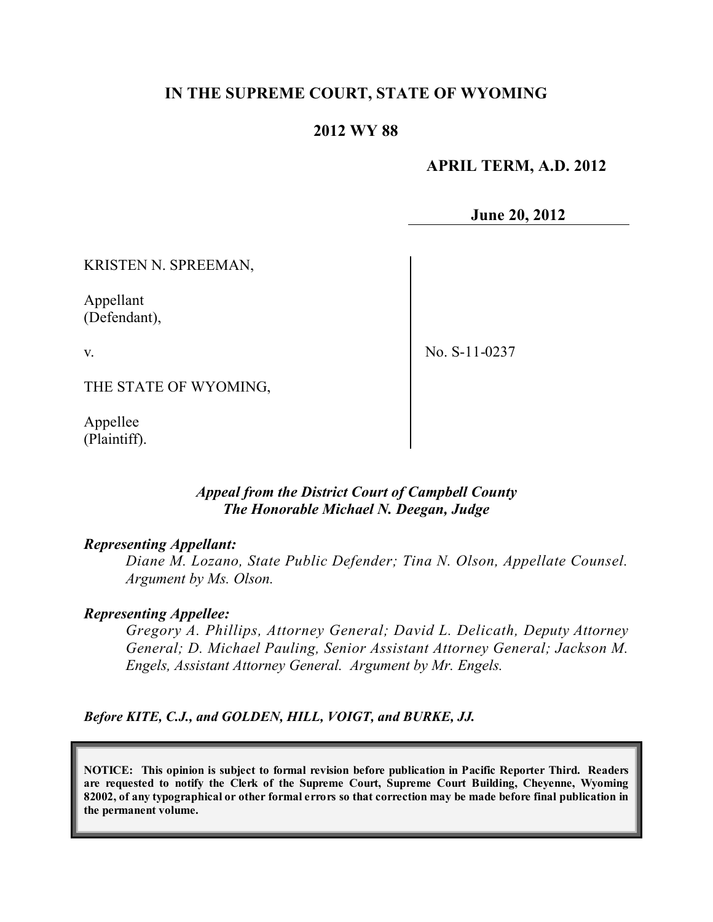# IN THE SUPREME COURT, STATE OF WYOMING

## 2012 WY 88

**APRIL TERM, A.D. 2012**

**June 20, 2012**

KRISTEN N. SPREEMAN,

Appellant
(Defendant),

v.

THE STATE OF WYOMING,

Appellee
(Plaintiff).

No. S-11-0237

*Appeal from the District Court of Campbell County*
*The Honorable Michael N. Deegan, Judge*

***Representing Appellant:***

*Diane M. Lozano, State Public Defender; Tina N. Olson, Appellate Counsel. Argument by Ms. Olson.*

***Representing Appellee:***

*Gregory A. Phillips, Attorney General; David L. Delicath, Deputy Attorney General; D. Michael Pauling, Senior Assistant Attorney General; Jackson M. Engels, Assistant Attorney General. Argument by Mr. Engels.*

***Before KITE, C.J., and GOLDEN, HILL, VOIGT, and BURKE, JJ.***

**NOTICE: This opinion is subject to formal revision before publication in Pacific Reporter Third. Readers are requested to notify the Clerk of the Supreme Court, Supreme Court Building, Cheyenne, Wyoming 82002, of any typographical or other formal errors so that correction may be made before final publication in the permanent volume.**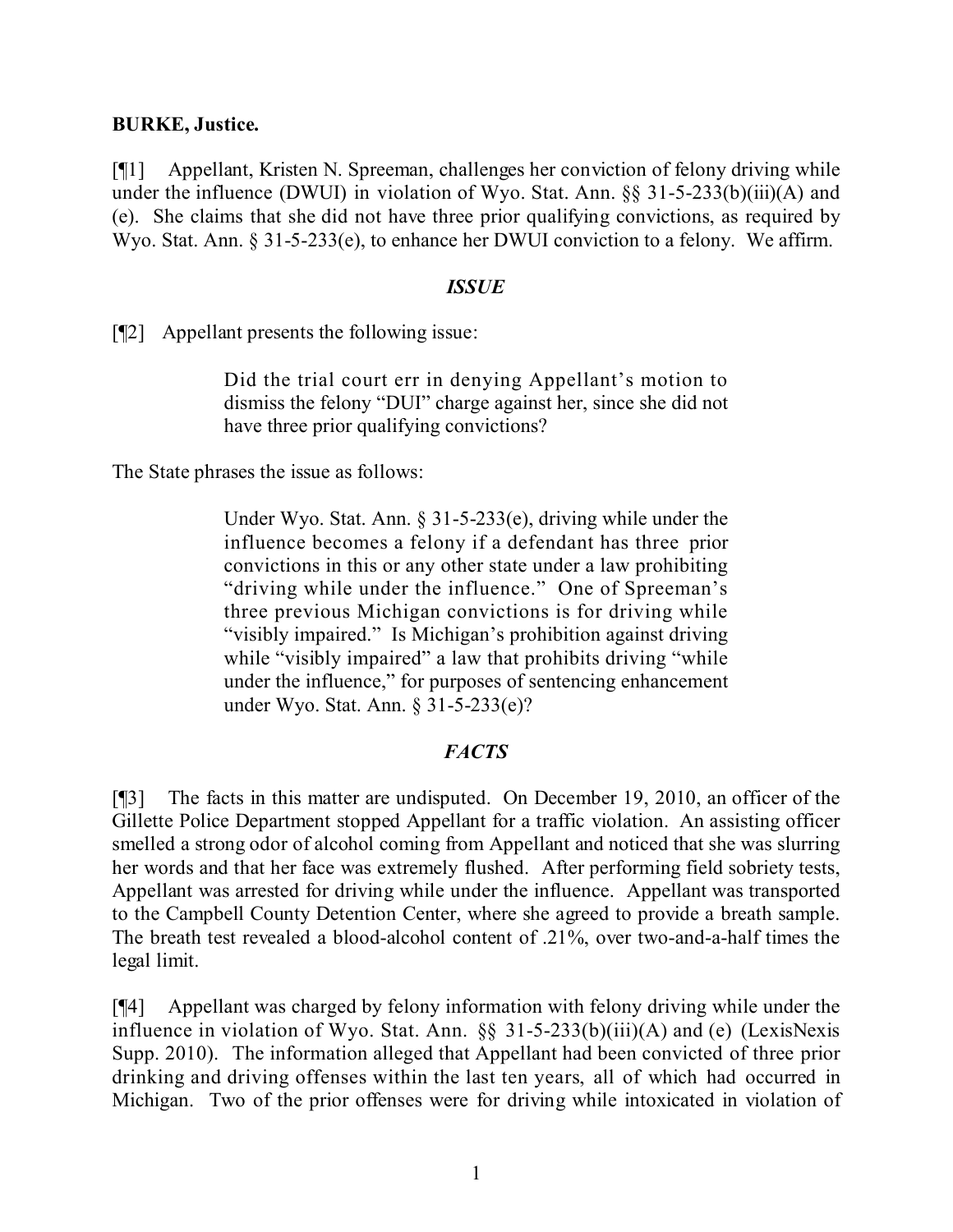**BURKE, Justice.**

[¶1] Appellant, Kristen N. Spreeman, challenges her conviction of felony driving while under the influence (DWUI) in violation of Wyo. Stat. Ann. §§ 31-5-233(b)(iii)(A) and (e). She claims that she did not have three prior qualifying convictions, as required by Wyo. Stat. Ann. § 31-5-233(e), to enhance her DWUI conviction to a felony. We affirm.

### *ISSUE*

[¶2] Appellant presents the following issue:

> Did the trial court err in denying Appellant's motion to dismiss the felony "DUI" charge against her, since she did not have three prior qualifying convictions?

The State phrases the issue as follows:

> Under Wyo. Stat. Ann. § 31-5-233(e), driving while under the influence becomes a felony if a defendant has three prior convictions in this or any other state under a law prohibiting "driving while under the influence." One of Spreeman's three previous Michigan convictions is for driving while "visibly impaired." Is Michigan's prohibition against driving while "visibly impaired" a law that prohibits driving "while under the influence," for purposes of sentencing enhancement under Wyo. Stat. Ann. § 31-5-233(e)?

### *FACTS*

[¶3] The facts in this matter are undisputed. On December 19, 2010, an officer of the Gillette Police Department stopped Appellant for a traffic violation. An assisting officer smelled a strong odor of alcohol coming from Appellant and noticed that she was slurring her words and that her face was extremely flushed. After performing field sobriety tests, Appellant was arrested for driving while under the influence. Appellant was transported to the Campbell County Detention Center, where she agreed to provide a breath sample. The breath test revealed a blood-alcohol content of .21%, over two-and-a-half times the legal limit.

[¶4] Appellant was charged by felony information with felony driving while under the influence in violation of Wyo. Stat. Ann. §§ 31-5-233(b)(iii)(A) and (e) (LexisNexis Supp. 2010). The information alleged that Appellant had been convicted of three prior drinking and driving offenses within the last ten years, all of which had occurred in Michigan. Two of the prior offenses were for driving while intoxicated in violation of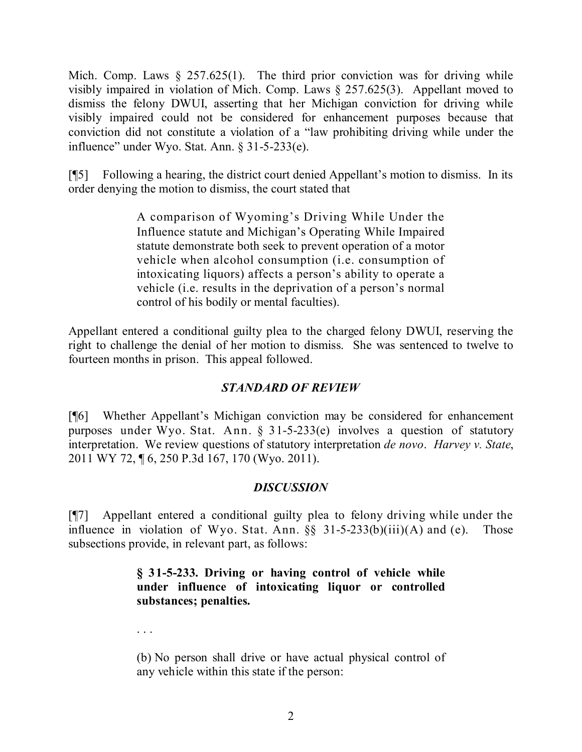Mich. Comp. Laws § 257.625(1). The third prior conviction was for driving while visibly impaired in violation of Mich. Comp. Laws § 257.625(3). Appellant moved to dismiss the felony DWUI, asserting that her Michigan conviction for driving while visibly impaired could not be considered for enhancement purposes because that conviction did not constitute a violation of a "law prohibiting driving while under the influence" under Wyo. Stat. Ann. § 31-5-233(e).

[¶5] Following a hearing, the district court denied Appellant's motion to dismiss. In its order denying the motion to dismiss, the court stated that

> A comparison of Wyoming's Driving While Under the Influence statute and Michigan's Operating While Impaired statute demonstrate both seek to prevent operation of a motor vehicle when alcohol consumption (i.e. consumption of intoxicating liquors) affects a person's ability to operate a vehicle (i.e. results in the deprivation of a person's normal control of his bodily or mental faculties).

Appellant entered a conditional guilty plea to the charged felony DWUI, reserving the right to challenge the denial of her motion to dismiss. She was sentenced to twelve to fourteen months in prison. This appeal followed.

### *STANDARD OF REVIEW*

[¶6] Whether Appellant's Michigan conviction may be considered for enhancement purposes under Wyo. Stat. Ann. § 31-5-233(e) involves a question of statutory interpretation. We review questions of statutory interpretation *de novo*. *Harvey v. State*, 2011 WY 72, ¶ 6, 250 P.3d 167, 170 (Wyo. 2011).

### *DISCUSSION*

[¶7] Appellant entered a conditional guilty plea to felony driving while under the influence in violation of Wyo. Stat. Ann. §§ 31-5-233(b)(iii)(A) and (e). Those subsections provide, in relevant part, as follows:

> **§ 31-5-233. Driving or having control of vehicle while under influence of intoxicating liquor or controlled substances; penalties.**
>
> . . .
>
> (b) No person shall drive or have actual physical control of any vehicle within this state if the person: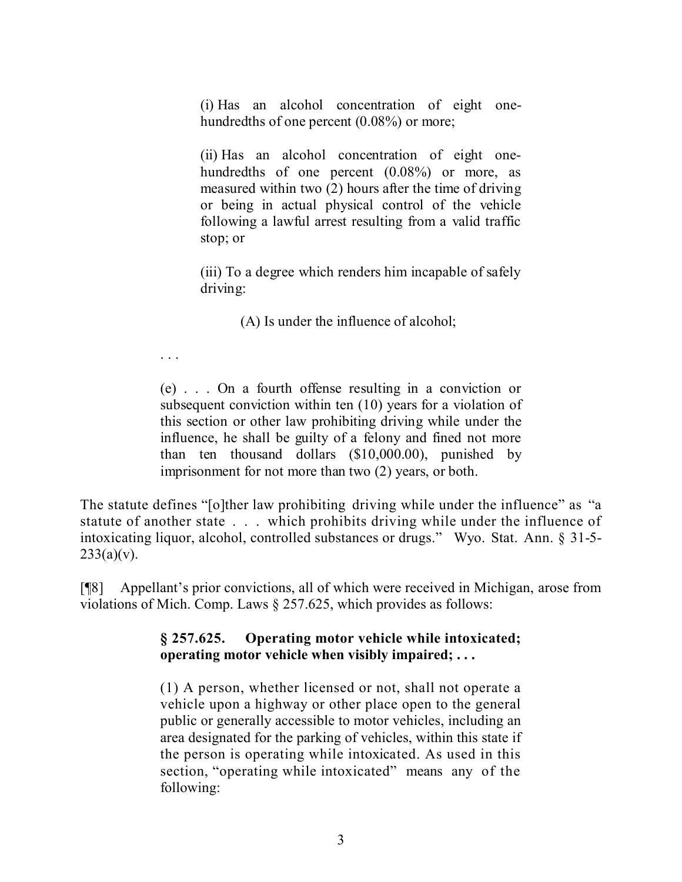> (i) Has an alcohol concentration of eight one-hundredths of one percent (0.08%) or more;
>
> (ii) Has an alcohol concentration of eight one-hundredths of one percent (0.08%) or more, as measured within two (2) hours after the time of driving or being in actual physical control of the vehicle following a lawful arrest resulting from a valid traffic stop; or
>
> (iii) To a degree which renders him incapable of safely driving:
>
> > (A) Is under the influence of alcohol;
>
> . . .
>
> (e) . . . On a fourth offense resulting in a conviction or subsequent conviction within ten (10) years for a violation of this section or other law prohibiting driving while under the influence, he shall be guilty of a felony and fined not more than ten thousand dollars ($10,000.00), punished by imprisonment for not more than two (2) years, or both.

The statute defines "[o]ther law prohibiting driving while under the influence" as "a statute of another state . . . which prohibits driving while under the influence of intoxicating liquor, alcohol, controlled substances or drugs." Wyo. Stat. Ann. § 31-5-233(a)(v).

[¶8] Appellant's prior convictions, all of which were received in Michigan, arose from violations of Mich. Comp. Laws § 257.625, which provides as follows:

> **§ 257.625. Operating motor vehicle while intoxicated; operating motor vehicle when visibly impaired; . . .**
>
> (1) A person, whether licensed or not, shall not operate a vehicle upon a highway or other place open to the general public or generally accessible to motor vehicles, including an area designated for the parking of vehicles, within this state if the person is operating while intoxicated. As used in this section, "operating while intoxicated" means any of the following: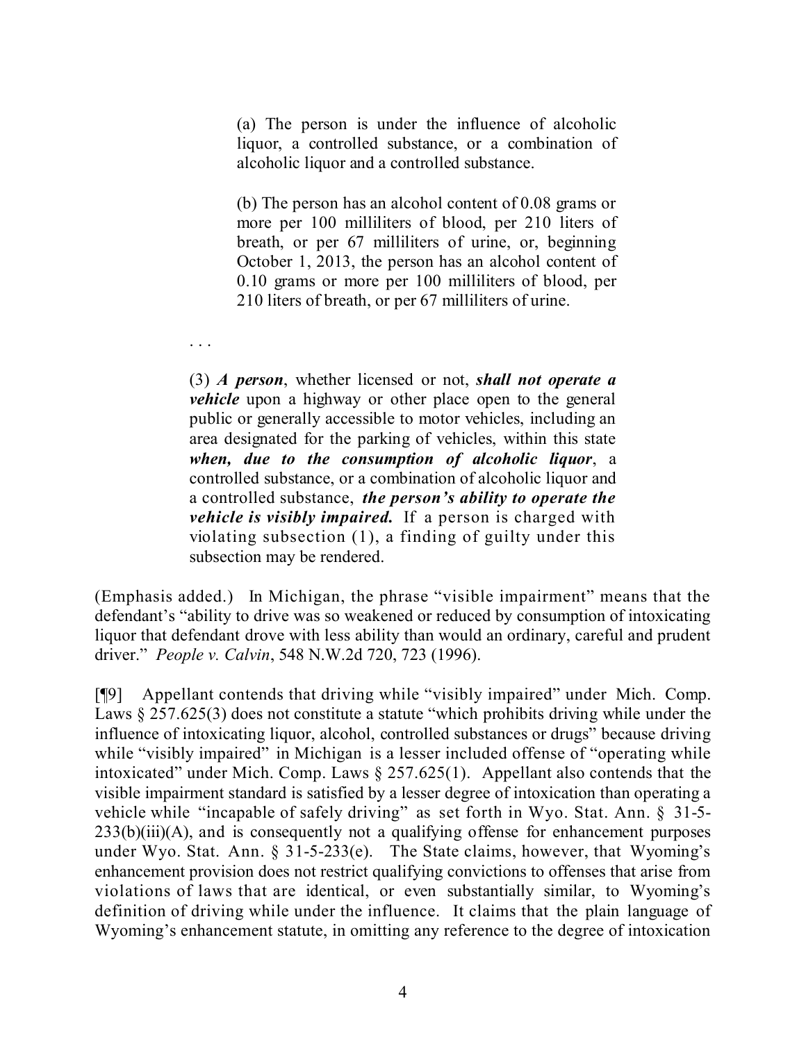> (a) The person is under the influence of alcoholic liquor, a controlled substance, or a combination of alcoholic liquor and a controlled substance.
>
> (b) The person has an alcohol content of 0.08 grams or more per 100 milliliters of blood, per 210 liters of breath, or per 67 milliliters of urine, or, beginning October 1, 2013, the person has an alcohol content of 0.10 grams or more per 100 milliliters of blood, per 210 liters of breath, or per 67 milliliters of urine.

. . .

> (3) ***A person***, whether licensed or not, ***shall not operate a vehicle*** upon a highway or other place open to the general public or generally accessible to motor vehicles, including an area designated for the parking of vehicles, within this state ***when, due to the consumption of alcoholic liquor***, a controlled substance, or a combination of alcoholic liquor and a controlled substance, ***the person's ability to operate the vehicle is visibly impaired.*** If a person is charged with violating subsection (1), a finding of guilty under this subsection may be rendered.

(Emphasis added.) In Michigan, the phrase "visible impairment" means that the defendant's "ability to drive was so weakened or reduced by consumption of intoxicating liquor that defendant drove with less ability than would an ordinary, careful and prudent driver." *People v. Calvin*, 548 N.W.2d 720, 723 (1996).

[¶9] Appellant contends that driving while "visibly impaired" under Mich. Comp. Laws § 257.625(3) does not constitute a statute "which prohibits driving while under the influence of intoxicating liquor, alcohol, controlled substances or drugs" because driving while "visibly impaired" in Michigan is a lesser included offense of "operating while intoxicated" under Mich. Comp. Laws § 257.625(1). Appellant also contends that the visible impairment standard is satisfied by a lesser degree of intoxication than operating a vehicle while "incapable of safely driving" as set forth in Wyo. Stat. Ann. § 31-5-233(b)(iii)(A), and is consequently not a qualifying offense for enhancement purposes under Wyo. Stat. Ann. § 31-5-233(e). The State claims, however, that Wyoming's enhancement provision does not restrict qualifying convictions to offenses that arise from violations of laws that are identical, or even substantially similar, to Wyoming's definition of driving while under the influence. It claims that the plain language of Wyoming's enhancement statute, in omitting any reference to the degree of intoxication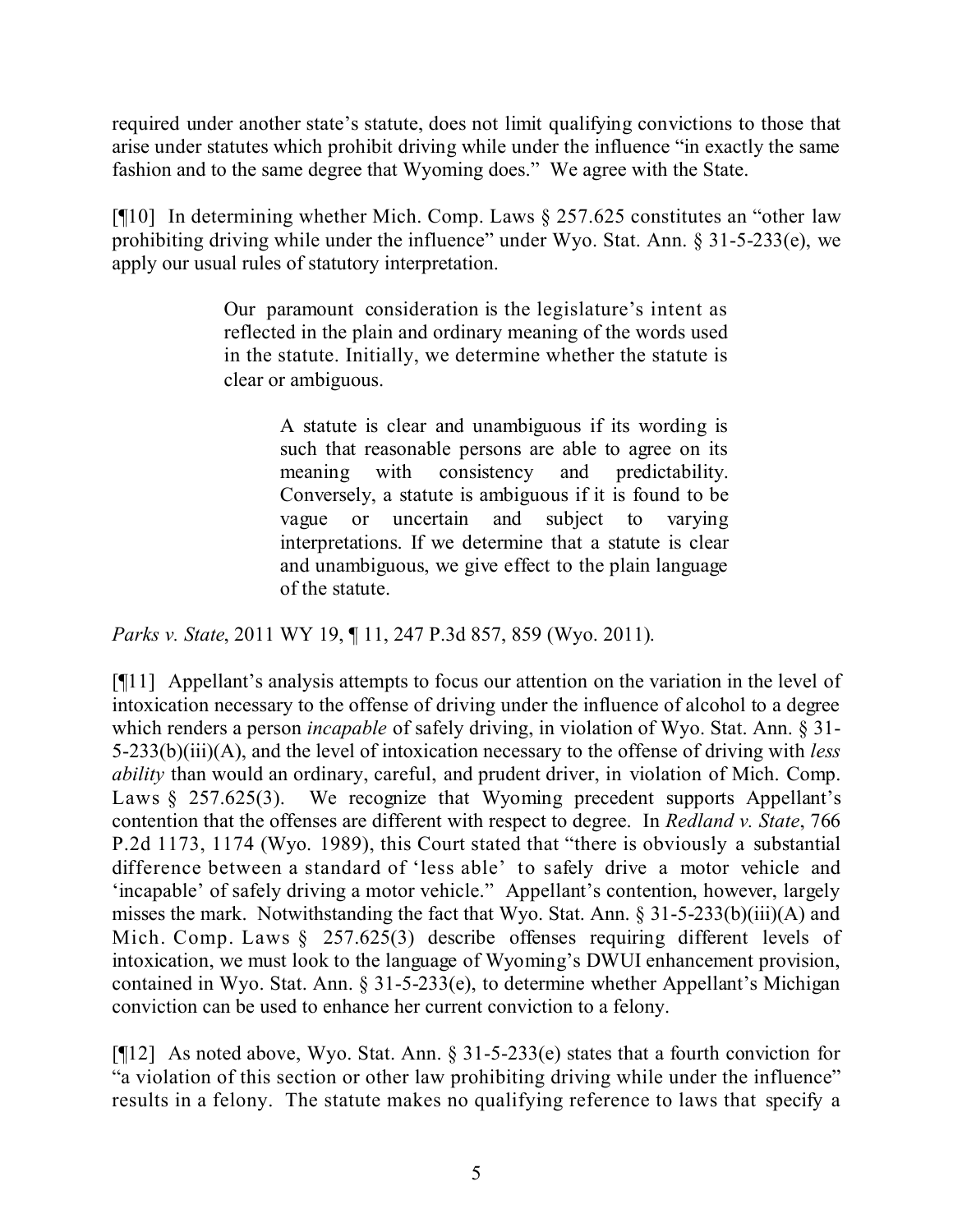required under another state's statute, does not limit qualifying convictions to those that arise under statutes which prohibit driving while under the influence "in exactly the same fashion and to the same degree that Wyoming does." We agree with the State.

[¶10] In determining whether Mich. Comp. Laws § 257.625 constitutes an "other law prohibiting driving while under the influence" under Wyo. Stat. Ann. § 31-5-233(e), we apply our usual rules of statutory interpretation.

> Our paramount consideration is the legislature's intent as reflected in the plain and ordinary meaning of the words used in the statute. Initially, we determine whether the statute is clear or ambiguous.
>
> > A statute is clear and unambiguous if its wording is such that reasonable persons are able to agree on its meaning with consistency and predictability. Conversely, a statute is ambiguous if it is found to be vague or uncertain and subject to varying interpretations. If we determine that a statute is clear and unambiguous, we give effect to the plain language of the statute.

*Parks v. State*, 2011 WY 19, ¶ 11, 247 P.3d 857, 859 (Wyo. 2011).

[¶11] Appellant's analysis attempts to focus our attention on the variation in the level of intoxication necessary to the offense of driving under the influence of alcohol to a degree which renders a person *incapable* of safely driving, in violation of Wyo. Stat. Ann. § 31-5-233(b)(iii)(A), and the level of intoxication necessary to the offense of driving with *less ability* than would an ordinary, careful, and prudent driver, in violation of Mich. Comp. Laws § 257.625(3). We recognize that Wyoming precedent supports Appellant's contention that the offenses are different with respect to degree. In *Redland v. State*, 766 P.2d 1173, 1174 (Wyo. 1989), this Court stated that "there is obviously a substantial difference between a standard of 'less able' to safely drive a motor vehicle and 'incapable' of safely driving a motor vehicle." Appellant's contention, however, largely misses the mark. Notwithstanding the fact that Wyo. Stat. Ann. § 31-5-233(b)(iii)(A) and Mich. Comp. Laws § 257.625(3) describe offenses requiring different levels of intoxication, we must look to the language of Wyoming's DWUI enhancement provision, contained in Wyo. Stat. Ann. § 31-5-233(e), to determine whether Appellant's Michigan conviction can be used to enhance her current conviction to a felony.

[¶12] As noted above, Wyo. Stat. Ann. § 31-5-233(e) states that a fourth conviction for "a violation of this section or other law prohibiting driving while under the influence" results in a felony. The statute makes no qualifying reference to laws that specify a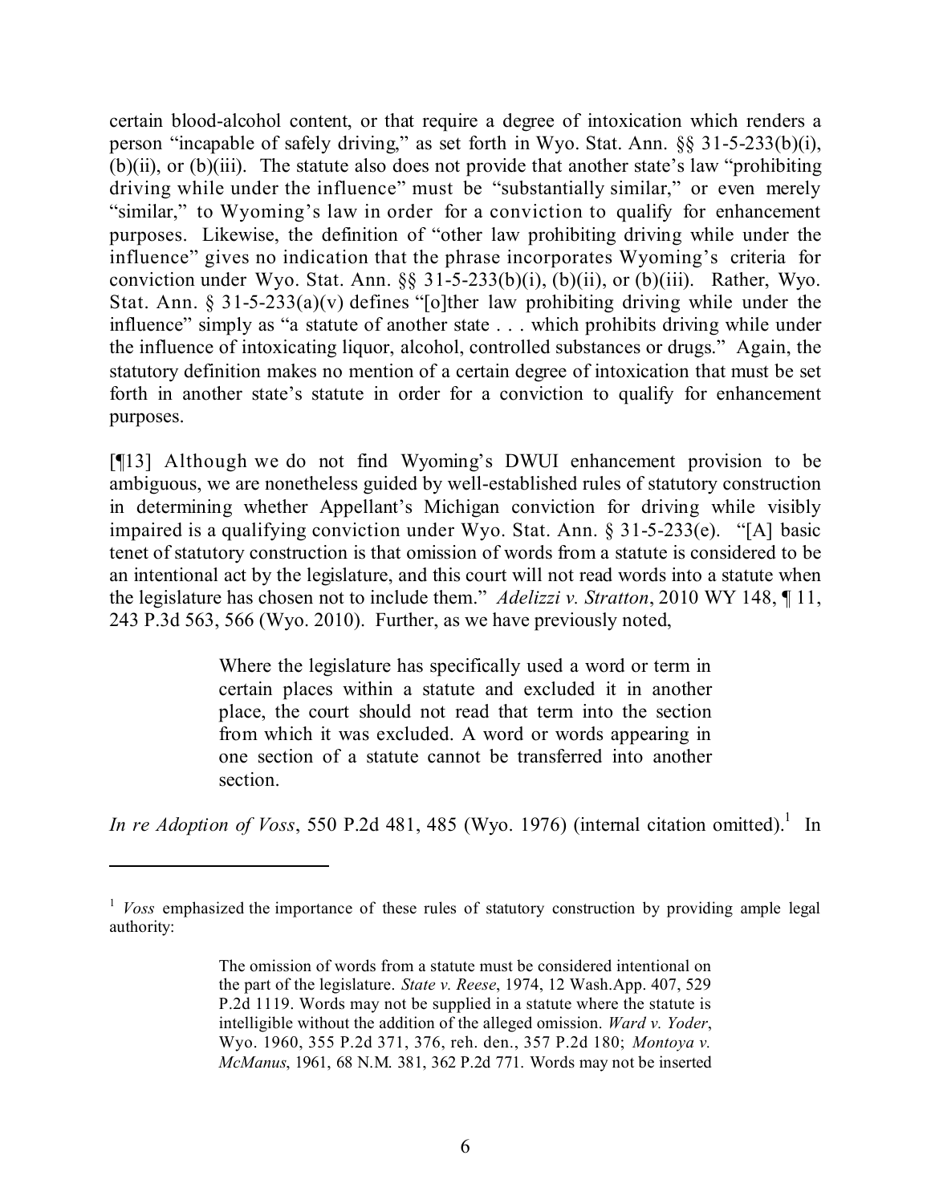certain blood-alcohol content, or that require a degree of intoxication which renders a person "incapable of safely driving," as set forth in Wyo. Stat. Ann. §§ 31-5-233(b)(i), (b)(ii), or (b)(iii). The statute also does not provide that another state's law "prohibiting driving while under the influence" must be "substantially similar," or even merely "similar," to Wyoming's law in order for a conviction to qualify for enhancement purposes. Likewise, the definition of "other law prohibiting driving while under the influence" gives no indication that the phrase incorporates Wyoming's criteria for conviction under Wyo. Stat. Ann. §§ 31-5-233(b)(i), (b)(ii), or (b)(iii). Rather, Wyo. Stat. Ann. § 31-5-233(a)(v) defines "[o]ther law prohibiting driving while under the influence" simply as "a statute of another state . . . which prohibits driving while under the influence of intoxicating liquor, alcohol, controlled substances or drugs." Again, the statutory definition makes no mention of a certain degree of intoxication that must be set forth in another state's statute in order for a conviction to qualify for enhancement purposes.

[¶13] Although we do not find Wyoming's DWUI enhancement provision to be ambiguous, we are nonetheless guided by well-established rules of statutory construction in determining whether Appellant's Michigan conviction for driving while visibly impaired is a qualifying conviction under Wyo. Stat. Ann. § 31-5-233(e). "[A] basic tenet of statutory construction is that omission of words from a statute is considered to be an intentional act by the legislature, and this court will not read words into a statute when the legislature has chosen not to include them." *Adelizzi v. Stratton*, 2010 WY 148, ¶ 11, 243 P.3d 563, 566 (Wyo. 2010). Further, as we have previously noted,

> Where the legislature has specifically used a word or term in certain places within a statute and excluded it in another place, the court should not read that term into the section from which it was excluded. A word or words appearing in one section of a statute cannot be transferred into another section.

*In re Adoption of Voss*, 550 P.2d 481, 485 (Wyo. 1976) (internal citation omitted).[1] In

---

[1] *Voss* emphasized the importance of these rules of statutory construction by providing ample legal authority:

> The omission of words from a statute must be considered intentional on the part of the legislature. *State v. Reese*, 1974, 12 Wash.App. 407, 529 P.2d 1119. Words may not be supplied in a statute where the statute is intelligible without the addition of the alleged omission. *Ward v. Yoder*, Wyo. 1960, 355 P.2d 371, 376, reh. den., 357 P.2d 180; *Montoya v. McManus*, 1961, 68 N.M. 381, 362 P.2d 771. Words may not be inserted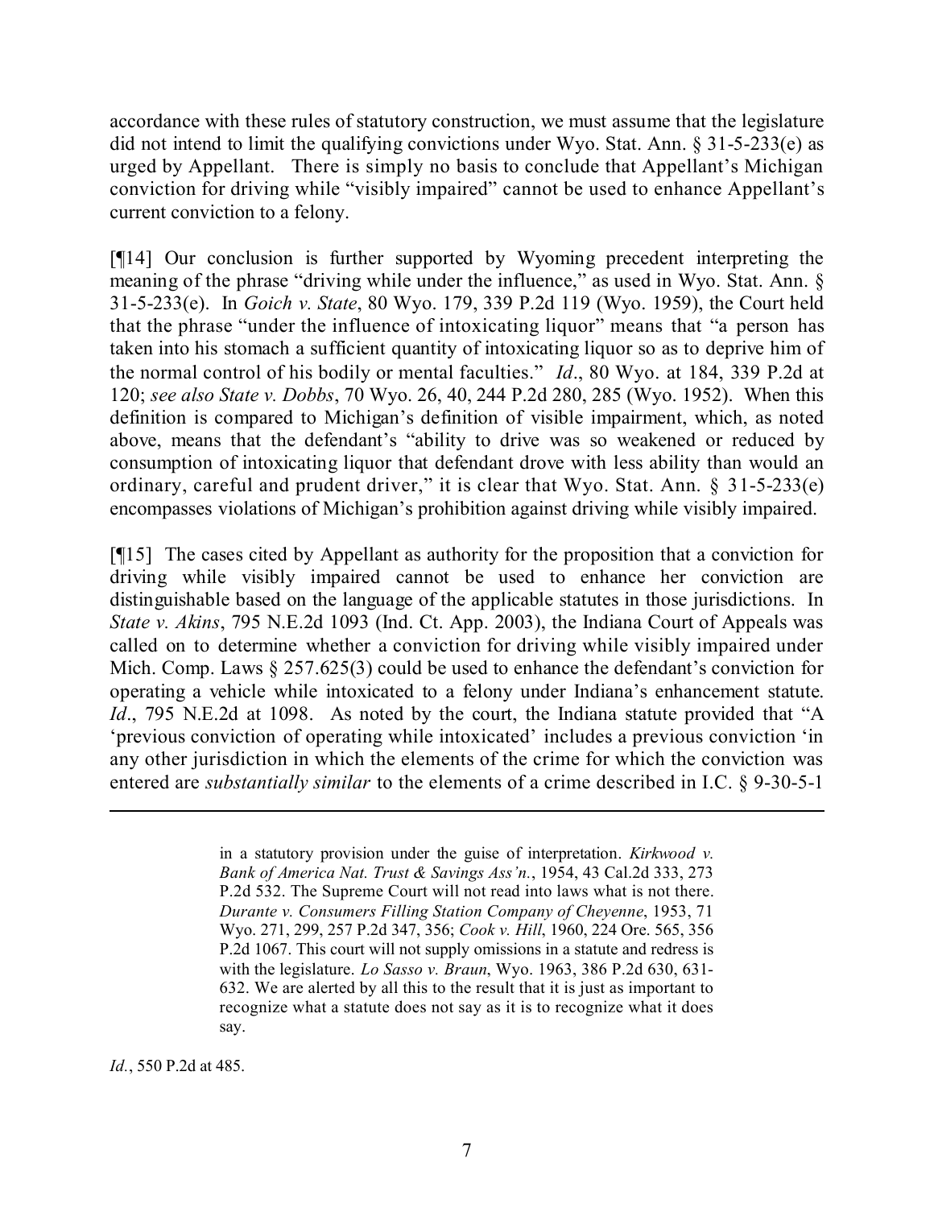accordance with these rules of statutory construction, we must assume that the legislature did not intend to limit the qualifying convictions under Wyo. Stat. Ann. § 31-5-233(e) as urged by Appellant. There is simply no basis to conclude that Appellant's Michigan conviction for driving while "visibly impaired" cannot be used to enhance Appellant's current conviction to a felony.

[¶14] Our conclusion is further supported by Wyoming precedent interpreting the meaning of the phrase "driving while under the influence," as used in Wyo. Stat. Ann. § 31-5-233(e). In *Goich v. State*, 80 Wyo. 179, 339 P.2d 119 (Wyo. 1959), the Court held that the phrase "under the influence of intoxicating liquor" means that "a person has taken into his stomach a sufficient quantity of intoxicating liquor so as to deprive him of the normal control of his bodily or mental faculties." *Id*., 80 Wyo. at 184, 339 P.2d at 120; *see also State v. Dobbs*, 70 Wyo. 26, 40, 244 P.2d 280, 285 (Wyo. 1952). When this definition is compared to Michigan's definition of visible impairment, which, as noted above, means that the defendant's "ability to drive was so weakened or reduced by consumption of intoxicating liquor that defendant drove with less ability than would an ordinary, careful and prudent driver," it is clear that Wyo. Stat. Ann. § 31-5-233(e) encompasses violations of Michigan's prohibition against driving while visibly impaired.

[¶15] The cases cited by Appellant as authority for the proposition that a conviction for driving while visibly impaired cannot be used to enhance her conviction are distinguishable based on the language of the applicable statutes in those jurisdictions. In *State v. Akins*, 795 N.E.2d 1093 (Ind. Ct. App. 2003), the Indiana Court of Appeals was called on to determine whether a conviction for driving while visibly impaired under Mich. Comp. Laws § 257.625(3) could be used to enhance the defendant's conviction for operating a vehicle while intoxicated to a felony under Indiana's enhancement statute. *Id*., 795 N.E.2d at 1098. As noted by the court, the Indiana statute provided that "A 'previous conviction of operating while intoxicated' includes a previous conviction 'in any other jurisdiction in which the elements of the crime for which the conviction was entered are *substantially similar* to the elements of a crime described in I.C. § 9-30-5-1

---

> in a statutory provision under the guise of interpretation. *Kirkwood v. Bank of America Nat. Trust & Savings Ass'n.*, 1954, 43 Cal.2d 333, 273 P.2d 532. The Supreme Court will not read into laws what is not there. *Durante v. Consumers Filling Station Company of Cheyenne*, 1953, 71 Wyo. 271, 299, 257 P.2d 347, 356; *Cook v. Hill*, 1960, 224 Ore. 565, 356 P.2d 1067. This court will not supply omissions in a statute and redress is with the legislature. *Lo Sasso v. Braun*, Wyo. 1963, 386 P.2d 630, 631-632. We are alerted by all this to the result that it is just as important to recognize what a statute does not say as it is to recognize what it does say.

*Id.*, 550 P.2d at 485.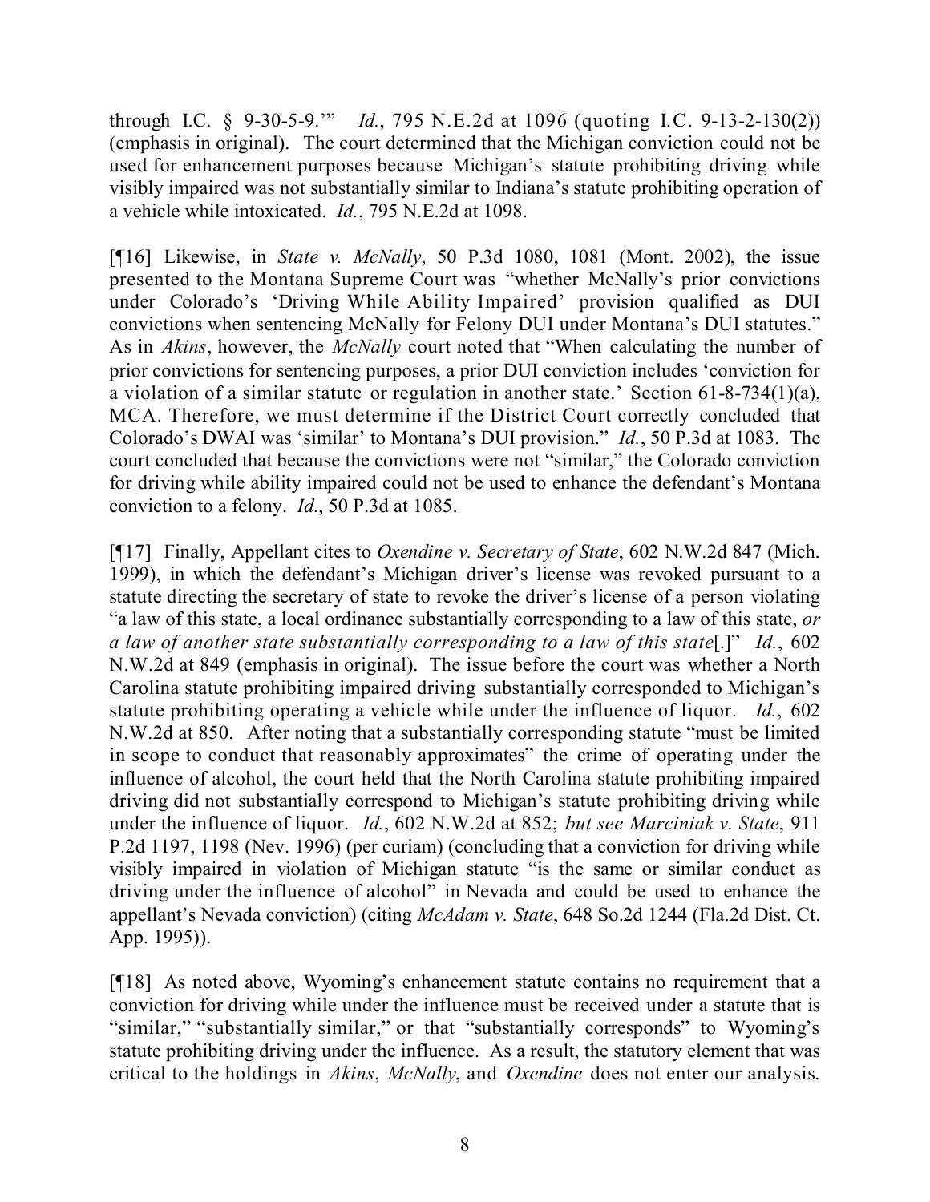through I.C. § 9-30-5-9.'" *Id.*, 795 N.E.2d at 1096 (quoting I.C. 9-13-2-130(2)) (emphasis in original). The court determined that the Michigan conviction could not be used for enhancement purposes because Michigan's statute prohibiting driving while visibly impaired was not substantially similar to Indiana's statute prohibiting operation of a vehicle while intoxicated. *Id.*, 795 N.E.2d at 1098.

[¶16] Likewise, in *State v. McNally*, 50 P.3d 1080, 1081 (Mont. 2002), the issue presented to the Montana Supreme Court was "whether McNally's prior convictions under Colorado's 'Driving While Ability Impaired' provision qualified as DUI convictions when sentencing McNally for Felony DUI under Montana's DUI statutes." As in *Akins*, however, the *McNally* court noted that "When calculating the number of prior convictions for sentencing purposes, a prior DUI conviction includes 'conviction for a violation of a similar statute or regulation in another state.' Section 61-8-734(1)(a), MCA. Therefore, we must determine if the District Court correctly concluded that Colorado's DWAI was 'similar' to Montana's DUI provision." *Id.*, 50 P.3d at 1083. The court concluded that because the convictions were not "similar," the Colorado conviction for driving while ability impaired could not be used to enhance the defendant's Montana conviction to a felony. *Id.*, 50 P.3d at 1085.

[¶17] Finally, Appellant cites to *Oxendine v. Secretary of State*, 602 N.W.2d 847 (Mich. 1999), in which the defendant's Michigan driver's license was revoked pursuant to a statute directing the secretary of state to revoke the driver's license of a person violating "a law of this state, a local ordinance substantially corresponding to a law of this state, *or a law of another state substantially corresponding to a law of this state*[.]" *Id.*, 602 N.W.2d at 849 (emphasis in original). The issue before the court was whether a North Carolina statute prohibiting impaired driving substantially corresponded to Michigan's statute prohibiting operating a vehicle while under the influence of liquor. *Id.*, 602 N.W.2d at 850. After noting that a substantially corresponding statute "must be limited in scope to conduct that reasonably approximates" the crime of operating under the influence of alcohol, the court held that the North Carolina statute prohibiting impaired driving did not substantially correspond to Michigan's statute prohibiting driving while under the influence of liquor. *Id.*, 602 N.W.2d at 852; *but see Marciniak v. State*, 911 P.2d 1197, 1198 (Nev. 1996) (per curiam) (concluding that a conviction for driving while visibly impaired in violation of Michigan statute "is the same or similar conduct as driving under the influence of alcohol" in Nevada and could be used to enhance the appellant's Nevada conviction) (citing *McAdam v. State*, 648 So.2d 1244 (Fla.2d Dist. Ct. App. 1995)).

[¶18] As noted above, Wyoming's enhancement statute contains no requirement that a conviction for driving while under the influence must be received under a statute that is "similar," "substantially similar," or that "substantially corresponds" to Wyoming's statute prohibiting driving under the influence. As a result, the statutory element that was critical to the holdings in *Akins*, *McNally*, and *Oxendine* does not enter our analysis.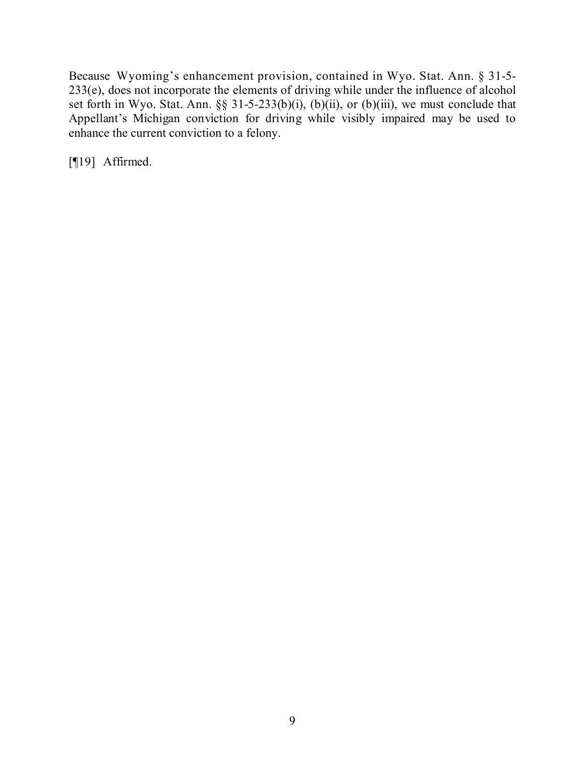Because Wyoming's enhancement provision, contained in Wyo. Stat. Ann. § 31-5-233(e), does not incorporate the elements of driving while under the influence of alcohol set forth in Wyo. Stat. Ann. §§ 31-5-233(b)(i), (b)(ii), or (b)(iii), we must conclude that Appellant's Michigan conviction for driving while visibly impaired may be used to enhance the current conviction to a felony.

[¶19] Affirmed.